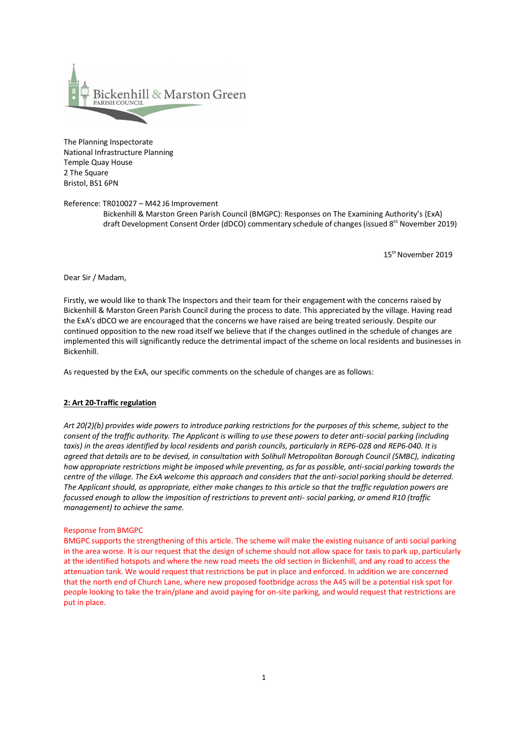Bickenhill & Marston Green PARISH COUNCIL

The Planning Inspectorate
National Infrastructure Planning
Temple Quay House
2 The Square
Bristol, BS1 6PN

Reference: TR010027 – M42 J6 Improvement
Bickenhill & Marston Green Parish Council (BMGPC): Responses on The Examining Authority's (ExA) draft Development Consent Order (dDCO) commentary schedule of changes (issued 8th November 2019)

15th November 2019

Dear Sir / Madam,

Firstly, we would like to thank The Inspectors and their team for their engagement with the concerns raised by Bickenhill & Marston Green Parish Council during the process to date. This appreciated by the village. Having read the ExA's dDCO we are encouraged that the concerns we have raised are being treated seriously. Despite our continued opposition to the new road itself we believe that if the changes outlined in the schedule of changes are implemented this will significantly reduce the detrimental impact of the scheme on local residents and businesses in Bickenhill.

As requested by the ExA, our specific comments on the schedule of changes are as follows:

**2: Art 20-Traffic regulation**

*Art 20(2)(b) provides wide powers to introduce parking restrictions for the purposes of this scheme, subject to the consent of the traffic authority. The Applicant is willing to use these powers to deter anti-social parking (including taxis) in the areas identified by local residents and parish councils, particularly in REP6-028 and REP6-040. It is agreed that details are to be devised, in consultation with Solihull Metropolitan Borough Council (SMBC), indicating how appropriate restrictions might be imposed while preventing, as far as possible, anti-social parking towards the centre of the village. The ExA welcome this approach and considers that the anti-social parking should be deterred. The Applicant should, as appropriate, either make changes to this article so that the traffic regulation powers are focussed enough to allow the imposition of restrictions to prevent anti- social parking, or amend R10 (traffic management) to achieve the same.*

Response from BMGPC
BMGPC supports the strengthening of this article. The scheme will make the existing nuisance of anti social parking in the area worse. It is our request that the design of scheme should not allow space for taxis to park up, particularly at the identified hotspots and where the new road meets the old section in Bickenhill, and any road to access the attenuation tank. We would request that restrictions be put in place and enforced. In addition we are concerned that the north end of Church Lane, where new proposed footbridge across the A45 will be a potential risk spot for people looking to take the train/plane and avoid paying for on-site parking, and would request that restrictions are put in place.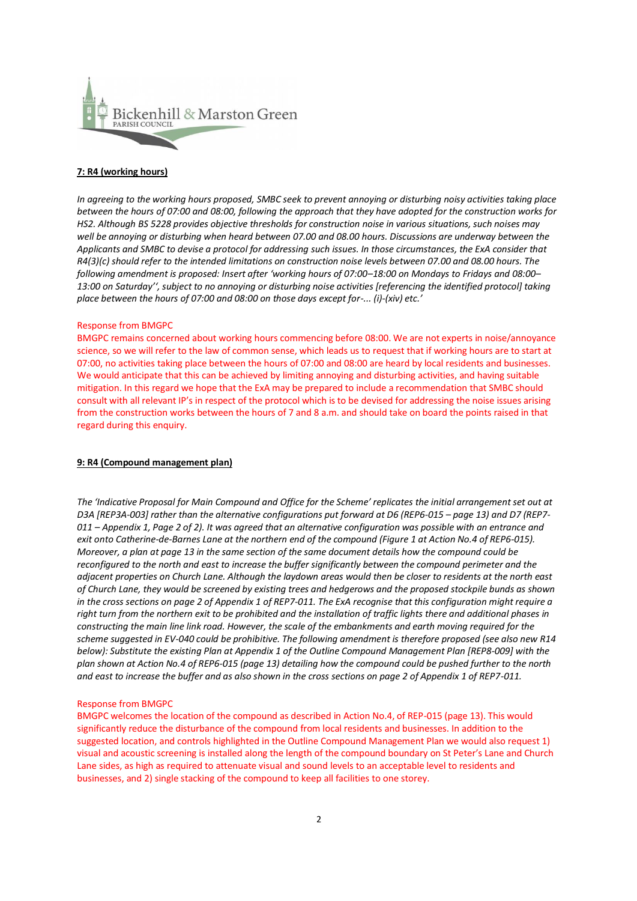Bickenhill & Marston Green PARISH COUNCIL

**7: R4 (working hours)**

*In agreeing to the working hours proposed, SMBC seek to prevent annoying or disturbing noisy activities taking place between the hours of 07:00 and 08:00, following the approach that they have adopted for the construction works for HS2. Although BS 5228 provides objective thresholds for construction noise in various situations, such noises may well be annoying or disturbing when heard between 07.00 and 08.00 hours. Discussions are underway between the Applicants and SMBC to devise a protocol for addressing such issues. In those circumstances, the ExA consider that R4(3)(c) should refer to the intended limitations on construction noise levels between 07.00 and 08.00 hours. The following amendment is proposed: Insert after 'working hours of 07:00–18:00 on Mondays to Fridays and 08:00–13:00 on Saturday'', subject to no annoying or disturbing noise activities [referencing the identified protocol] taking place between the hours of 07:00 and 08:00 on those days except for-... (i)-(xiv) etc.'*

Response from BMGPC

BMGPC remains concerned about working hours commencing before 08:00. We are not experts in noise/annoyance science, so we will refer to the law of common sense, which leads us to request that if working hours are to start at 07:00, no activities taking place between the hours of 07:00 and 08:00 are heard by local residents and businesses. We would anticipate that this can be achieved by limiting annoying and disturbing activities, and having suitable mitigation. In this regard we hope that the ExA may be prepared to include a recommendation that SMBC should consult with all relevant IP's in respect of the protocol which is to be devised for addressing the noise issues arising from the construction works between the hours of 7 and 8 a.m. and should take on board the points raised in that regard during this enquiry.

**9: R4 (Compound management plan)**

*The 'Indicative Proposal for Main Compound and Office for the Scheme' replicates the initial arrangement set out at D3A [REP3A-003] rather than the alternative configurations put forward at D6 (REP6-015 – page 13) and D7 (REP7-011 – Appendix 1, Page 2 of 2). It was agreed that an alternative configuration was possible with an entrance and exit onto Catherine-de-Barnes Lane at the northern end of the compound (Figure 1 at Action No.4 of REP6-015). Moreover, a plan at page 13 in the same section of the same document details how the compound could be reconfigured to the north and east to increase the buffer significantly between the compound perimeter and the adjacent properties on Church Lane. Although the laydown areas would then be closer to residents at the north east of Church Lane, they would be screened by existing trees and hedgerows and the proposed stockpile bunds as shown in the cross sections on page 2 of Appendix 1 of REP7-011. The ExA recognise that this configuration might require a right turn from the northern exit to be prohibited and the installation of traffic lights there and additional phases in constructing the main line link road. However, the scale of the embankments and earth moving required for the scheme suggested in EV-040 could be prohibitive. The following amendment is therefore proposed (see also new R14 below): Substitute the existing Plan at Appendix 1 of the Outline Compound Management Plan [REP8-009] with the plan shown at Action No.4 of REP6-015 (page 13) detailing how the compound could be pushed further to the north and east to increase the buffer and as also shown in the cross sections on page 2 of Appendix 1 of REP7-011.*

Response from BMGPC

BMGPC welcomes the location of the compound as described in Action No.4, of REP-015 (page 13). This would significantly reduce the disturbance of the compound from local residents and businesses. In addition to the suggested location, and controls highlighted in the Outline Compound Management Plan we would also request 1) visual and acoustic screening is installed along the length of the compound boundary on St Peter's Lane and Church Lane sides, as high as required to attenuate visual and sound levels to an acceptable level to residents and businesses, and 2) single stacking of the compound to keep all facilities to one storey.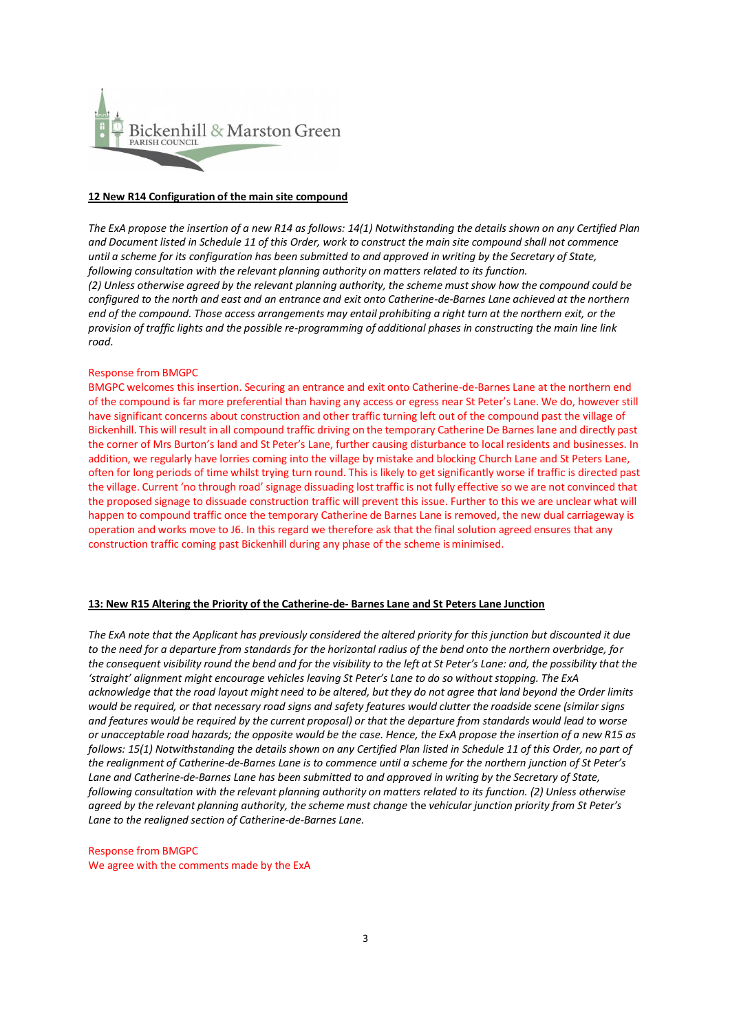Bickenhill & Marston Green
PARISH COUNCIL

**12 New R14 Configuration of the main site compound**

*The ExA propose the insertion of a new R14 as follows: 14(1) Notwithstanding the details shown on any Certified Plan and Document listed in Schedule 11 of this Order, work to construct the main site compound shall not commence until a scheme for its configuration has been submitted to and approved in writing by the Secretary of State, following consultation with the relevant planning authority on matters related to its function.*
*(2) Unless otherwise agreed by the relevant planning authority, the scheme must show how the compound could be configured to the north and east and an entrance and exit onto Catherine-de-Barnes Lane achieved at the northern end of the compound. Those access arrangements may entail prohibiting a right turn at the northern exit, or the provision of traffic lights and the possible re-programming of additional phases in constructing the main line link road.*

Response from BMGPC
BMGPC welcomes this insertion. Securing an entrance and exit onto Catherine-de-Barnes Lane at the northern end of the compound is far more preferential than having any access or egress near St Peter's Lane. We do, however still have significant concerns about construction and other traffic turning left out of the compound past the village of Bickenhill. This will result in all compound traffic driving on the temporary Catherine De Barnes lane and directly past the corner of Mrs Burton's land and St Peter's Lane, further causing disturbance to local residents and businesses. In addition, we regularly have lorries coming into the village by mistake and blocking Church Lane and St Peters Lane, often for long periods of time whilst trying turn round. This is likely to get significantly worse if traffic is directed past the village. Current 'no through road' signage dissuading lost traffic is not fully effective so we are not convinced that the proposed signage to dissuade construction traffic will prevent this issue. Further to this we are unclear what will happen to compound traffic once the temporary Catherine de Barnes Lane is removed, the new dual carriageway is operation and works move to J6. In this regard we therefore ask that the final solution agreed ensures that any construction traffic coming past Bickenhill during any phase of the scheme is minimised.

**13: New R15 Altering the Priority of the Catherine-de- Barnes Lane and St Peters Lane Junction**

*The ExA note that the Applicant has previously considered the altered priority for this junction but discounted it due to the need for a departure from standards for the horizontal radius of the bend onto the northern overbridge, for the consequent visibility round the bend and for the visibility to the left at St Peter's Lane: and, the possibility that the 'straight' alignment might encourage vehicles leaving St Peter's Lane to do so without stopping. The ExA acknowledge that the road layout might need to be altered, but they do not agree that land beyond the Order limits would be required, or that necessary road signs and safety features would clutter the roadside scene (similar signs and features would be required by the current proposal) or that the departure from standards would lead to worse or unacceptable road hazards; the opposite would be the case. Hence, the ExA propose the insertion of a new R15 as follows: 15(1) Notwithstanding the details shown on any Certified Plan listed in Schedule 11 of this Order, no part of the realignment of Catherine-de-Barnes Lane is to commence until a scheme for the northern junction of St Peter's Lane and Catherine-de-Barnes Lane has been submitted to and approved in writing by the Secretary of State, following consultation with the relevant planning authority on matters related to its function. (2) Unless otherwise agreed by the relevant planning authority, the scheme must change* the *vehicular junction priority from St Peter's Lane to the realigned section of Catherine-de-Barnes Lane.*

Response from BMGPC
We agree with the comments made by the ExA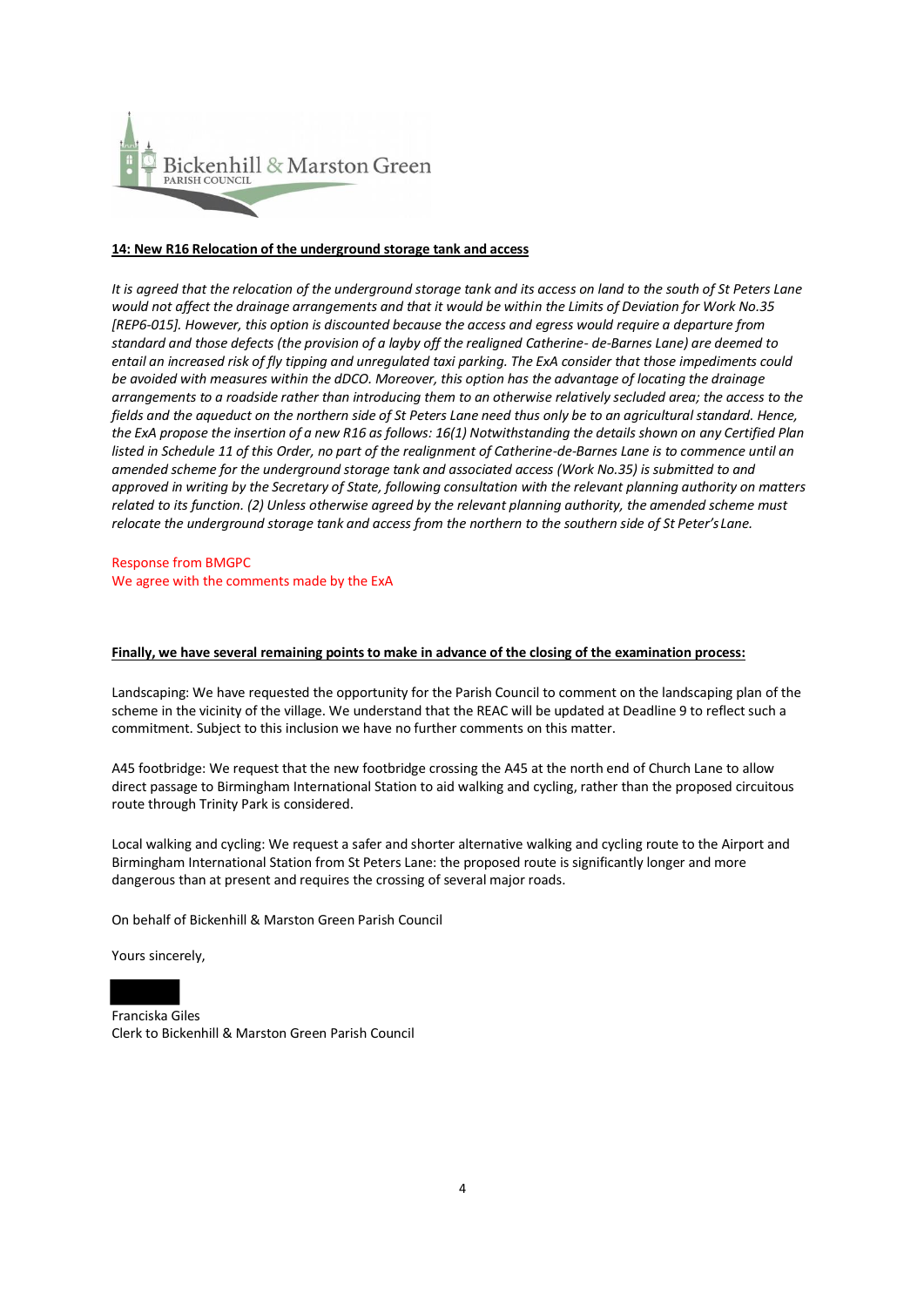Bickenhill & Marston Green
PARISH COUNCIL

**14: New R16 Relocation of the underground storage tank and access**

*It is agreed that the relocation of the underground storage tank and its access on land to the south of St Peters Lane would not affect the drainage arrangements and that it would be within the Limits of Deviation for Work No.35 [REP6-015]. However, this option is discounted because the access and egress would require a departure from standard and those defects (the provision of a layby off the realigned Catherine- de-Barnes Lane) are deemed to entail an increased risk of fly tipping and unregulated taxi parking. The ExA consider that those impediments could be avoided with measures within the dDCO. Moreover, this option has the advantage of locating the drainage arrangements to a roadside rather than introducing them to an otherwise relatively secluded area; the access to the fields and the aqueduct on the northern side of St Peters Lane need thus only be to an agricultural standard. Hence, the ExA propose the insertion of a new R16 as follows: 16(1) Notwithstanding the details shown on any Certified Plan listed in Schedule 11 of this Order, no part of the realignment of Catherine-de-Barnes Lane is to commence until an amended scheme for the underground storage tank and associated access (Work No.35) is submitted to and approved in writing by the Secretary of State, following consultation with the relevant planning authority on matters related to its function. (2) Unless otherwise agreed by the relevant planning authority, the amended scheme must relocate the underground storage tank and access from the northern to the southern side of St Peter's Lane.*

Response from BMGPC
We agree with the comments made by the ExA

**Finally, we have several remaining points to make in advance of the closing of the examination process:**

Landscaping: We have requested the opportunity for the Parish Council to comment on the landscaping plan of the scheme in the vicinity of the village. We understand that the REAC will be updated at Deadline 9 to reflect such a commitment. Subject to this inclusion we have no further comments on this matter.

A45 footbridge: We request that the new footbridge crossing the A45 at the north end of Church Lane to allow direct passage to Birmingham International Station to aid walking and cycling, rather than the proposed circuitous route through Trinity Park is considered.

Local walking and cycling: We request a safer and shorter alternative walking and cycling route to the Airport and Birmingham International Station from St Peters Lane: the proposed route is significantly longer and more dangerous than at present and requires the crossing of several major roads.

On behalf of Bickenhill & Marston Green Parish Council

Yours sincerely,

Franciska Giles
Clerk to Bickenhill & Marston Green Parish Council